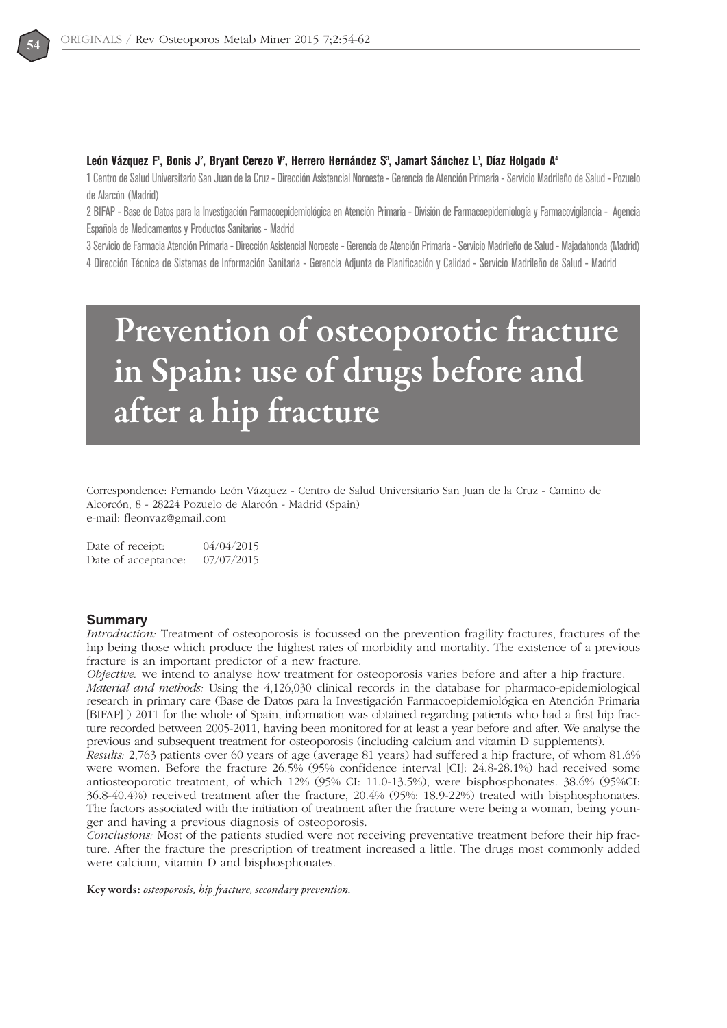**León Vázquez F[1], Bonis J[2], Bryant Cerezo V[2], Herrero Hernández S[3], Jamart Sánchez L[3], Díaz Holgado A[4]**

1 Centro de Salud Universitario San Juan de la Cruz - Dirección Asistencial Noroeste - Gerencia de Atención Primaria - Servicio Madrileño de Salud - Pozuelo de Alarcón (Madrid)

2 BIFAP - Base de Datos para la Investigación Farmacoepidemiológica en Atención Primaria - División de Farmacoepidemiología y Farmacovigilancia - Agencia Española de Medicamentos y Productos Sanitarios - Madrid

3 Servicio de Farmacia Atención Primaria - Dirección Asistencial Noroeste - Gerencia de Atención Primaria - Servicio Madrileño de Salud - Majadahonda (Madrid)

4 Dirección Técnica de Sistemas de Información Sanitaria - Gerencia Adjunta de Planificación y Calidad - Servicio Madrileño de Salud - Madrid

# Prevention of osteoporotic fracture in Spain: use of drugs before and after a hip fracture

Correspondence: Fernando León Vázquez - Centro de Salud Universitario San Juan de la Cruz - Camino de Alcorcón, 8 - 28224 Pozuelo de Alarcón - Madrid (Spain)
e-mail: fleonvaz@gmail.com

Date of receipt: 04/04/2015
Date of acceptance: 07/07/2015

## Summary

*Introduction:* Treatment of osteoporosis is focussed on the prevention fragility fractures, fractures of the hip being those which produce the highest rates of morbidity and mortality. The existence of a previous fracture is an important predictor of a new fracture.

*Objective:* we intend to analyse how treatment for osteoporosis varies before and after a hip fracture.

*Material and methods:* Using the 4,126,030 clinical records in the database for pharmaco-epidemiological research in primary care (Base de Datos para la Investigación Farmacoepidemiológica en Atención Primaria [BIFAP] ) 2011 for the whole of Spain, information was obtained regarding patients who had a first hip fracture recorded between 2005-2011, having been monitored for at least a year before and after. We analyse the previous and subsequent treatment for osteoporosis (including calcium and vitamin D supplements).

*Results:* 2,763 patients over 60 years of age (average 81 years) had suffered a hip fracture, of whom 81.6% were women. Before the fracture 26.5% (95% confidence interval [CI]: 24.8-28.1%) had received some antiosteoporotic treatment, of which 12% (95% CI: 11.0-13.5%), were bisphosphonates. 38.6% (95%CI: 36.8-40.4%) received treatment after the fracture, 20.4% (95%: 18.9-22%) treated with bisphosphonates. The factors associated with the initiation of treatment after the fracture were being a woman, being younger and having a previous diagnosis of osteoporosis.

*Conclusions:* Most of the patients studied were not receiving preventative treatment before their hip fracture. After the fracture the prescription of treatment increased a little. The drugs most commonly added were calcium, vitamin D and bisphosphonates.

**Key words:** *osteoporosis, hip fracture, secondary prevention.*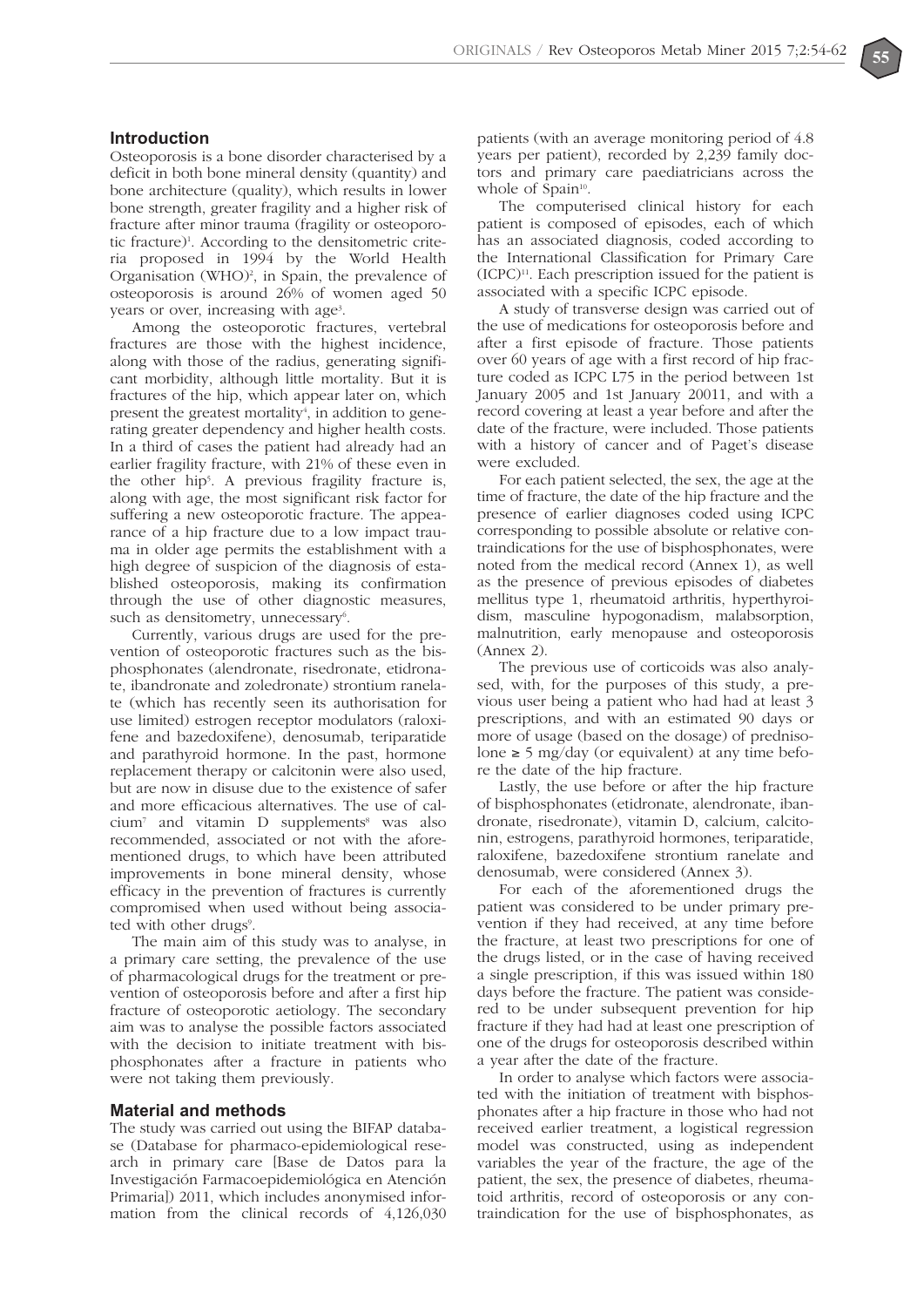## Introduction

Osteoporosis is a bone disorder characterised by a deficit in both bone mineral density (quantity) and bone architecture (quality), which results in lower bone strength, greater fragility and a higher risk of fracture after minor trauma (fragility or osteoporotic fracture)[1]. According to the densitometric criteria proposed in 1994 by the World Health Organisation (WHO)[2], in Spain, the prevalence of osteoporosis is around 26% of women aged 50 years or over, increasing with age[3].

Among the osteoporotic fractures, vertebral fractures are those with the highest incidence, along with those of the radius, generating significant morbidity, although little mortality. But it is fractures of the hip, which appear later on, which present the greatest mortality[4], in addition to generating greater dependency and higher health costs. In a third of cases the patient had already had an earlier fragility fracture, with 21% of these even in the other hip[5]. A previous fragility fracture is, along with age, the most significant risk factor for suffering a new osteoporotic fracture. The appearance of a hip fracture due to a low impact trauma in older age permits the establishment with a high degree of suspicion of the diagnosis of established osteoporosis, making its confirmation through the use of other diagnostic measures, such as densitometry, unnecessary[6].

Currently, various drugs are used for the prevention of osteoporotic fractures such as the bisphosphonates (alendronate, risedronate, etidronate, ibandronate and zoledronate) strontium ranelate (which has recently seen its authorisation for use limited) estrogen receptor modulators (raloxifene and bazedoxifene), denosumab, teriparatide and parathyroid hormone. In the past, hormone replacement therapy or calcitonin were also used, but are now in disuse due to the existence of safer and more efficacious alternatives. The use of calcium[7] and vitamin D supplements[8] was also recommended, associated or not with the aforementioned drugs, to which have been attributed improvements in bone mineral density, whose efficacy in the prevention of fractures is currently compromised when used without being associated with other drugs[9].

The main aim of this study was to analyse, in a primary care setting, the prevalence of the use of pharmacological drugs for the treatment or prevention of osteoporosis before and after a first hip fracture of osteoporotic aetiology. The secondary aim was to analyse the possible factors associated with the decision to initiate treatment with bisphosphonates after a fracture in patients who were not taking them previously.

## Material and methods

The study was carried out using the BIFAP database (Database for pharmaco-epidemiological research in primary care [Base de Datos para la Investigación Farmacoepidemiológica en Atención Primaria]) 2011, which includes anonymised information from the clinical records of 4,126,030 patients (with an average monitoring period of 4.8 years per patient), recorded by 2,239 family doctors and primary care paediatricians across the whole of Spain[10].

The computerised clinical history for each patient is composed of episodes, each of which has an associated diagnosis, coded according to the International Classification for Primary Care (ICPC)[11]. Each prescription issued for the patient is associated with a specific ICPC episode.

A study of transverse design was carried out of the use of medications for osteoporosis before and after a first episode of fracture. Those patients over 60 years of age with a first record of hip fracture coded as ICPC L75 in the period between 1st January 2005 and 1st January 20011, and with a record covering at least a year before and after the date of the fracture, were included. Those patients with a history of cancer and of Paget's disease were excluded.

For each patient selected, the sex, the age at the time of fracture, the date of the hip fracture and the presence of earlier diagnoses coded using ICPC corresponding to possible absolute or relative contraindications for the use of bisphosphonates, were noted from the medical record (Annex 1), as well as the presence of previous episodes of diabetes mellitus type 1, rheumatoid arthritis, hyperthyroidism, masculine hypogonadism, malabsorption, malnutrition, early menopause and osteoporosis (Annex 2).

The previous use of corticoids was also analysed, with, for the purposes of this study, a previous user being a patient who had had at least 3 prescriptions, and with an estimated 90 days or more of usage (based on the dosage) of prednisolone ≥ 5 mg/day (or equivalent) at any time before the date of the hip fracture.

Lastly, the use before or after the hip fracture of bisphosphonates (etidronate, alendronate, ibandronate, risedronate), vitamin D, calcium, calcitonin, estrogens, parathyroid hormones, teriparatide, raloxifene, bazedoxifene strontium ranelate and denosumab, were considered (Annex 3).

For each of the aforementioned drugs the patient was considered to be under primary prevention if they had received, at any time before the fracture, at least two prescriptions for one of the drugs listed, or in the case of having received a single prescription, if this was issued within 180 days before the fracture. The patient was considered to be under subsequent prevention for hip fracture if they had had at least one prescription of one of the drugs for osteoporosis described within a year after the date of the fracture.

In order to analyse which factors were associated with the initiation of treatment with bisphosphonates after a hip fracture in those who had not received earlier treatment, a logistical regression model was constructed, using as independent variables the year of the fracture, the age of the patient, the sex, the presence of diabetes, rheumatoid arthritis, record of osteoporosis or any contraindication for the use of bisphosphonates, as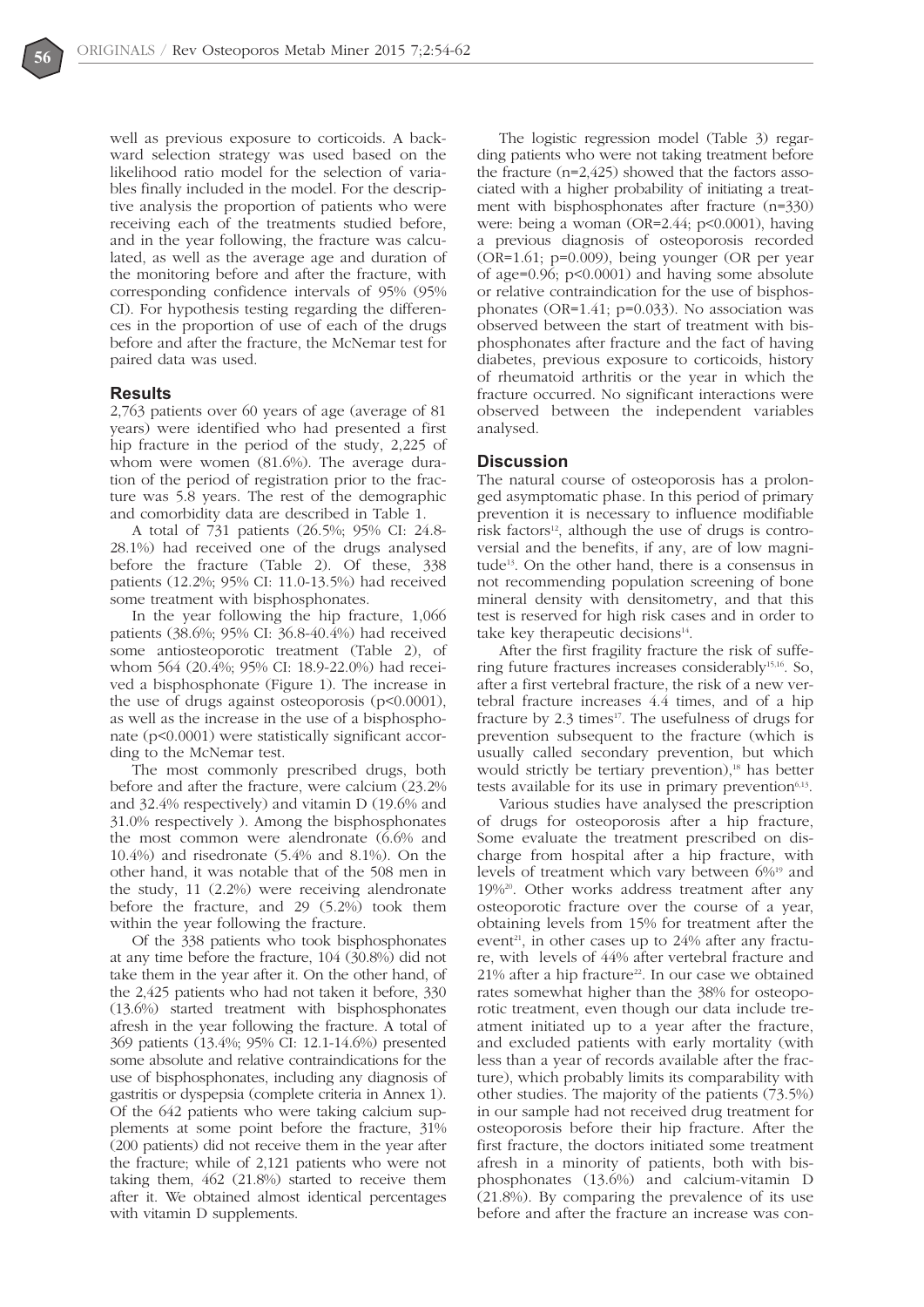well as previous exposure to corticoids. A backward selection strategy was used based on the likelihood ratio model for the selection of variables finally included in the model. For the descriptive analysis the proportion of patients who were receiving each of the treatments studied before, and in the year following, the fracture was calculated, as well as the average age and duration of the monitoring before and after the fracture, with corresponding confidence intervals of 95% (95% CI). For hypothesis testing regarding the differences in the proportion of use of each of the drugs before and after the fracture, the McNemar test for paired data was used.

## Results

2,763 patients over 60 years of age (average of 81 years) were identified who had presented a first hip fracture in the period of the study, 2,225 of whom were women (81.6%). The average duration of the period of registration prior to the fracture was 5.8 years. The rest of the demographic and comorbidity data are described in Table 1.

A total of 731 patients (26.5%; 95% CI: 24.8-28.1%) had received one of the drugs analysed before the fracture (Table 2). Of these, 338 patients (12.2%; 95% CI: 11.0-13.5%) had received some treatment with bisphosphonates.

In the year following the hip fracture, 1,066 patients (38.6%; 95% CI: 36.8-40.4%) had received some antiosteoporotic treatment (Table 2), of whom 564 (20.4%; 95% CI: 18.9-22.0%) had received a bisphosphonate (Figure 1). The increase in the use of drugs against osteoporosis ($p<0.0001$), as well as the increase in the use of a bisphosphonate ($p<0.0001$) were statistically significant according to the McNemar test.

The most commonly prescribed drugs, both before and after the fracture, were calcium (23.2% and 32.4% respectively) and vitamin D (19.6% and 31.0% respectively ). Among the bisphosphonates the most common were alendronate (6.6% and 10.4%) and risedronate (5.4% and 8.1%). On the other hand, it was notable that of the 508 men in the study, 11 (2.2%) were receiving alendronate before the fracture, and 29 (5.2%) took them within the year following the fracture.

Of the 338 patients who took bisphosphonates at any time before the fracture, 104 (30.8%) did not take them in the year after it. On the other hand, of the 2,425 patients who had not taken it before, 330 (13.6%) started treatment with bisphosphonates afresh in the year following the fracture. A total of 369 patients (13.4%; 95% CI: 12.1-14.6%) presented some absolute and relative contraindications for the use of bisphosphonates, including any diagnosis of gastritis or dyspepsia (complete criteria in Annex 1). Of the 642 patients who were taking calcium supplements at some point before the fracture, 31% (200 patients) did not receive them in the year after the fracture; while of 2,121 patients who were not taking them, 462 (21.8%) started to receive them after it. We obtained almost identical percentages with vitamin D supplements.

The logistic regression model (Table 3) regarding patients who were not taking treatment before the fracture (n=2,425) showed that the factors associated with a higher probability of initiating a treatment with bisphosphonates after fracture (n=330) were: being a woman (OR=2.44; $p<0.0001$), having a previous diagnosis of osteoporosis recorded (OR=1.61; $p=0.009$), being younger (OR per year of age=0.96; $p<0.0001$) and having some absolute or relative contraindication for the use of bisphosphonates (OR=1.41; $p=0.033$). No association was observed between the start of treatment with bisphosphonates after fracture and the fact of having diabetes, previous exposure to corticoids, history of rheumatoid arthritis or the year in which the fracture occurred. No significant interactions were observed between the independent variables analysed.

## Discussion

The natural course of osteoporosis has a prolonged asymptomatic phase. In this period of primary prevention it is necessary to influence modifiable risk factors[12], although the use of drugs is controversial and the benefits, if any, are of low magnitude[13]. On the other hand, there is a consensus in not recommending population screening of bone mineral density with densitometry, and that this test is reserved for high risk cases and in order to take key therapeutic decisions[14].

After the first fragility fracture the risk of suffering future fractures increases considerably[15,16]. So, after a first vertebral fracture, the risk of a new vertebral fracture increases 4.4 times, and of a hip fracture by 2.3 times[17]. The usefulness of drugs for prevention subsequent to the fracture (which is usually called secondary prevention, but which would strictly be tertiary prevention),[18] has better tests available for its use in primary prevention[6,13].

Various studies have analysed the prescription of drugs for osteoporosis after a hip fracture, Some evaluate the treatment prescribed on discharge from hospital after a hip fracture, with levels of treatment which vary between 6%[19] and 19%[20]. Other works address treatment after any osteoporotic fracture over the course of a year, obtaining levels from 15% for treatment after the event[21], in other cases up to 24% after any fracture, with levels of 44% after vertebral fracture and 21% after a hip fracture[22]. In our case we obtained rates somewhat higher than the 38% for osteoporotic treatment, even though our data include treatment initiated up to a year after the fracture, and excluded patients with early mortality (with less than a year of records available after the fracture), which probably limits its comparability with other studies. The majority of the patients (73.5%) in our sample had not received drug treatment for osteoporosis before their hip fracture. After the first fracture, the doctors initiated some treatment afresh in a minority of patients, both with bisphosphonates (13.6%) and calcium-vitamin D (21.8%). By comparing the prevalence of its use before and after the fracture an increase was con-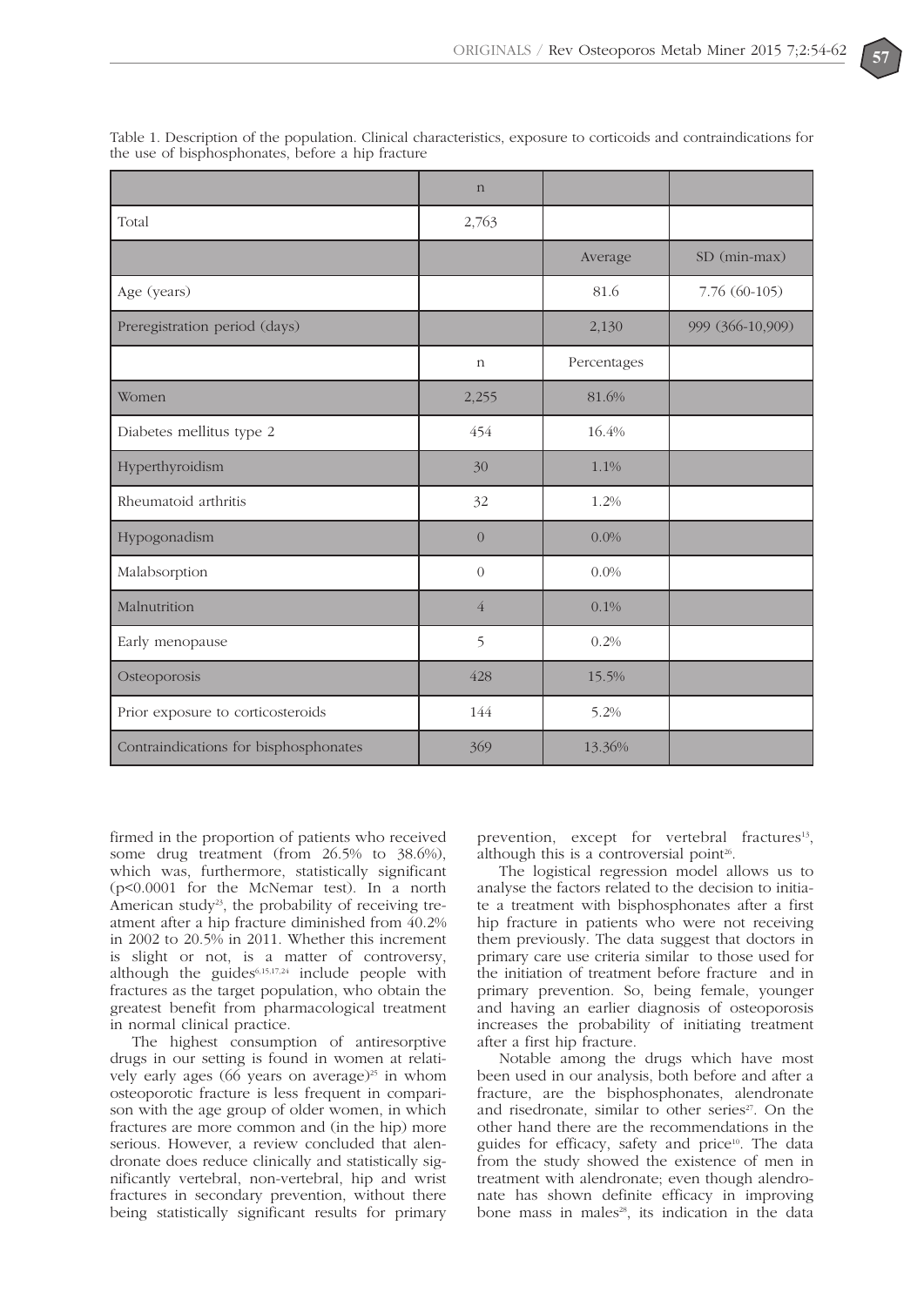Table 1. Description of the population. Clinical characteristics, exposure to corticoids and contraindications for the use of bisphosphonates, before a hip fracture

| | n | | |
|---|---|---|---|
| Total | 2,763 | | |
| | | Average | SD (min-max) |
| Age (years) | | 81.6 | 7.76 (60-105) |
| Preregistration period (days) | | 2,130 | 999 (366-10,909) |
| | n | Percentages | |
| Women | 2,255 | 81.6% | |
| Diabetes mellitus type 2 | 454 | 16.4% | |
| Hyperthyroidism | 30 | 1.1% | |
| Rheumatoid arthritis | 32 | 1.2% | |
| Hypogonadism | 0 | 0.0% | |
| Malabsorption | 0 | 0.0% | |
| Malnutrition | 4 | 0.1% | |
| Early menopause | 5 | 0.2% | |
| Osteoporosis | 428 | 15.5% | |
| Prior exposure to corticosteroids | 144 | 5.2% | |
| Contraindications for bisphosphonates | 369 | 13.36% | |

firmed in the proportion of patients who received some drug treatment (from 26.5% to 38.6%), which was, furthermore, statistically significant ($p<0.0001$ for the McNemar test). In a north American study[23], the probability of receiving treatment after a hip fracture diminished from 40.2% in 2002 to 20.5% in 2011. Whether this increment is slight or not, is a matter of controversy, although the guides[6,15,17,24] include people with fractures as the target population, who obtain the greatest benefit from pharmacological treatment in normal clinical practice.

The highest consumption of antiresorptive drugs in our setting is found in women at relatively early ages (66 years on average)[25] in whom osteoporotic fracture is less frequent in comparison with the age group of older women, in which fractures are more common and (in the hip) more serious. However, a review concluded that alendronate does reduce clinically and statistically significantly vertebral, non-vertebral, hip and wrist fractures in secondary prevention, without there being statistically significant results for primary prevention, except for vertebral fractures[13], although this is a controversial point[26].

The logistical regression model allows us to analyse the factors related to the decision to initiate a treatment with bisphosphonates after a first hip fracture in patients who were not receiving them previously. The data suggest that doctors in primary care use criteria similar to those used for the initiation of treatment before fracture and in primary prevention. So, being female, younger and having an earlier diagnosis of osteoporosis increases the probability of initiating treatment after a first hip fracture.

Notable among the drugs which have most been used in our analysis, both before and after a fracture, are the bisphosphonates, alendronate and risedronate, similar to other series[27]. On the other hand there are the recommendations in the guides for efficacy, safety and price[10]. The data from the study showed the existence of men in treatment with alendronate; even though alendronate has shown definite efficacy in improving bone mass in males[28], its indication in the data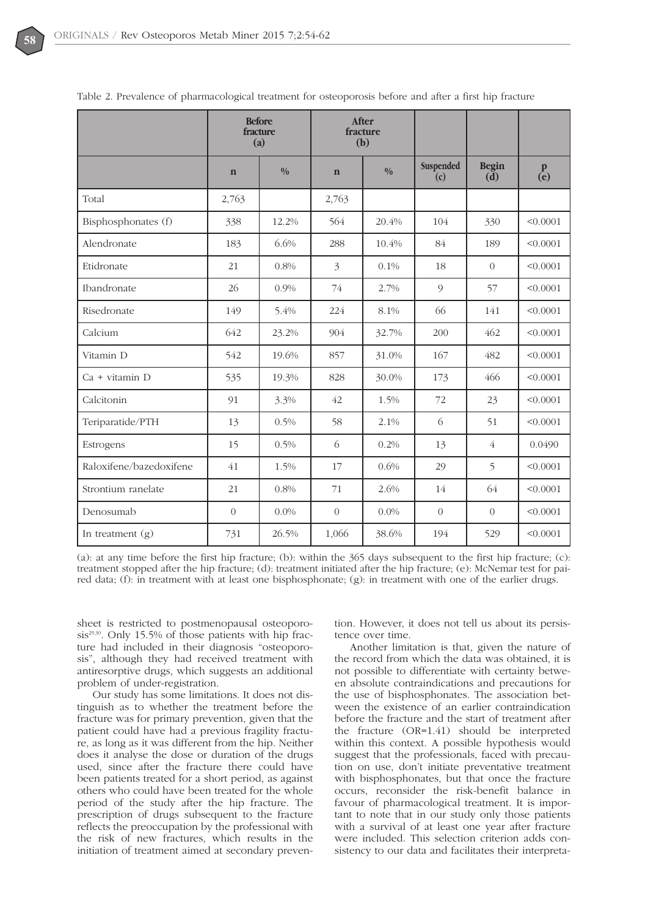Table 2. Prevalence of pharmacological treatment for osteoporosis before and after a first hip fracture

| | Before fracture (a) | | After fracture (b) | | | | |
|---|---|---|---|---|---|---|---|
| | n | % | n | % | Suspended (c) | Begin (d) | p (e) |
| Total | 2,763 | | 2,763 | | | | |
| Bisphosphonates (f) | 338 | 12.2% | 564 | 20.4% | 104 | 330 | <0.0001 |
| Alendronate | 183 | 6.6% | 288 | 10.4% | 84 | 189 | <0.0001 |
| Etidronate | 21 | 0.8% | 3 | 0.1% | 18 | 0 | <0.0001 |
| Ibandronate | 26 | 0.9% | 74 | 2.7% | 9 | 57 | <0.0001 |
| Risedronate | 149 | 5.4% | 224 | 8.1% | 66 | 141 | <0.0001 |
| Calcium | 642 | 23.2% | 904 | 32.7% | 200 | 462 | <0.0001 |
| Vitamin D | 542 | 19.6% | 857 | 31.0% | 167 | 482 | <0.0001 |
| Ca + vitamin D | 535 | 19.3% | 828 | 30.0% | 173 | 466 | <0.0001 |
| Calcitonin | 91 | 3.3% | 42 | 1.5% | 72 | 23 | <0.0001 |
| Teriparatide/PTH | 13 | 0.5% | 58 | 2.1% | 6 | 51 | <0.0001 |
| Estrogens | 15 | 0.5% | 6 | 0.2% | 13 | 4 | 0.0490 |
| Raloxifene/bazedoxifene | 41 | 1.5% | 17 | 0.6% | 29 | 5 | <0.0001 |
| Strontium ranelate | 21 | 0.8% | 71 | 2.6% | 14 | 64 | <0.0001 |
| Denosumab | 0 | 0.0% | 0 | 0.0% | 0 | 0 | <0.0001 |
| In treatment (g) | 731 | 26.5% | 1,066 | 38.6% | 194 | 529 | <0.0001 |

(a): at any time before the first hip fracture; (b): within the 365 days subsequent to the first hip fracture; (c): treatment stopped after the hip fracture; (d): treatment initiated after the hip fracture; (e): McNemar test for paired data; (f): in treatment with at least one bisphosphonate; (g): in treatment with one of the earlier drugs.

sheet is restricted to postmenopausal osteoporosis[29,30]. Only 15.5% of those patients with hip fracture had included in their diagnosis "osteoporosis", although they had received treatment with antiresorptive drugs, which suggests an additional problem of under-registration.

Our study has some limitations. It does not distinguish as to whether the treatment before the fracture was for primary prevention, given that the patient could have had a previous fragility fracture, as long as it was different from the hip. Neither does it analyse the dose or duration of the drugs used, since after the fracture there could have been patients treated for a short period, as against others who could have been treated for the whole period of the study after the hip fracture. The prescription of drugs subsequent to the fracture reflects the preoccupation by the professional with the risk of new fractures, which results in the initiation of treatment aimed at secondary prevention. However, it does not tell us about its persistence over time.

Another limitation is that, given the nature of the record from which the data was obtained, it is not possible to differentiate with certainty between absolute contraindications and precautions for the use of bisphosphonates. The association between the existence of an earlier contraindication before the fracture and the start of treatment after the fracture (OR=1.41) should be interpreted within this context. A possible hypothesis would suggest that the professionals, faced with precaution on use, don't initiate preventative treatment with bisphosphonates, but that once the fracture occurs, reconsider the risk-benefit balance in favour of pharmacological treatment. It is important to note that in our study only those patients with a survival of at least one year after fracture were included. This selection criterion adds consistency to our data and facilitates their interpreta-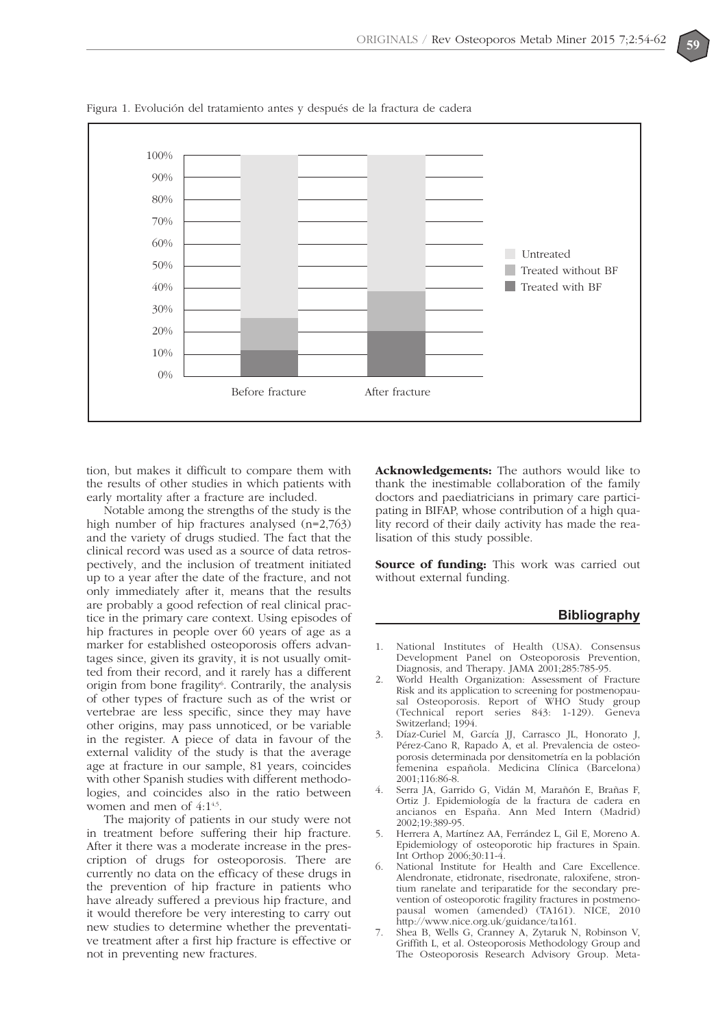Figura 1. Evolución del tratamiento antes y después de la fractura de cadera

tion, but makes it difficult to compare them with the results of other studies in which patients with early mortality after a fracture are included.

Notable among the strengths of the study is the high number of hip fractures analysed (n=2,763) and the variety of drugs studied. The fact that the clinical record was used as a source of data retrospectively, and the inclusion of treatment initiated up to a year after the date of the fracture, and not only immediately after it, means that the results are probably a good refection of real clinical practice in the primary care context. Using episodes of hip fractures in people over 60 years of age as a marker for established osteoporosis offers advantages since, given its gravity, it is not usually omitted from their record, and it rarely has a different origin from bone fragility[6]. Contrarily, the analysis of other types of fracture such as of the wrist or vertebrae are less specific, since they may have other origins, may pass unnoticed, or be variable in the register. A piece of data in favour of the external validity of the study is that the average age at fracture in our sample, 81 years, coincides with other Spanish studies with different methodologies, and coincides also in the ratio between women and men of 4:1[4,5].

The majority of patients in our study were not in treatment before suffering their hip fracture. After it there was a moderate increase in the prescription of drugs for osteoporosis. There are currently no data on the efficacy of these drugs in the prevention of hip fracture in patients who have already suffered a previous hip fracture, and it would therefore be very interesting to carry out new studies to determine whether the preventative treatment after a first hip fracture is effective or not in preventing new fractures.

**Acknowledgements:** The authors would like to thank the inestimable collaboration of the family doctors and paediatricians in primary care participating in BIFAP, whose contribution of a high quality record of their daily activity has made the realisation of this study possible.

**Source of funding:** This work was carried out without external funding.

## Bibliography

1. National Institutes of Health (USA). Consensus Development Panel on Osteoporosis Prevention, Diagnosis, and Therapy. JAMA 2001;285:785-95.
2. World Health Organization: Assessment of Fracture Risk and its application to screening for postmenopausal Osteoporosis. Report of WHO Study group (Technical report series 843: 1-129). Geneva Switzerland; 1994.
3. Díaz-Curiel M, García JJ, Carrasco JL, Honorato J, Pérez-Cano R, Rapado A, et al. Prevalencia de osteoporosis determinada por densitometría en la población femenina española. Medicina Clínica (Barcelona) 2001;116:86-8.
4. Serra JA, Garrido G, Vidán M, Marañón E, Brañas F, Ortiz J. Epidemiología de la fractura de cadera en ancianos en España. Ann Med Intern (Madrid) 2002;19:389-95.
5. Herrera A, Martínez AA, Ferrández L, Gil E, Moreno A. Epidemiology of osteoporotic hip fractures in Spain. Int Orthop 2006;30:11-4.
6. National Institute for Health and Care Excellence. Alendronate, etidronate, risedronate, raloxifene, strontium ranelate and teriparatide for the secondary prevention of osteoporotic fragility fractures in postmenopausal women (amended) (TA161). NICE, 2010 http://www.nice.org.uk/guidance/ta161.
7. Shea B, Wells G, Cranney A, Zytaruk N, Robinson V, Griffith L, et al. Osteoporosis Methodology Group and The Osteoporosis Research Advisory Group. Meta-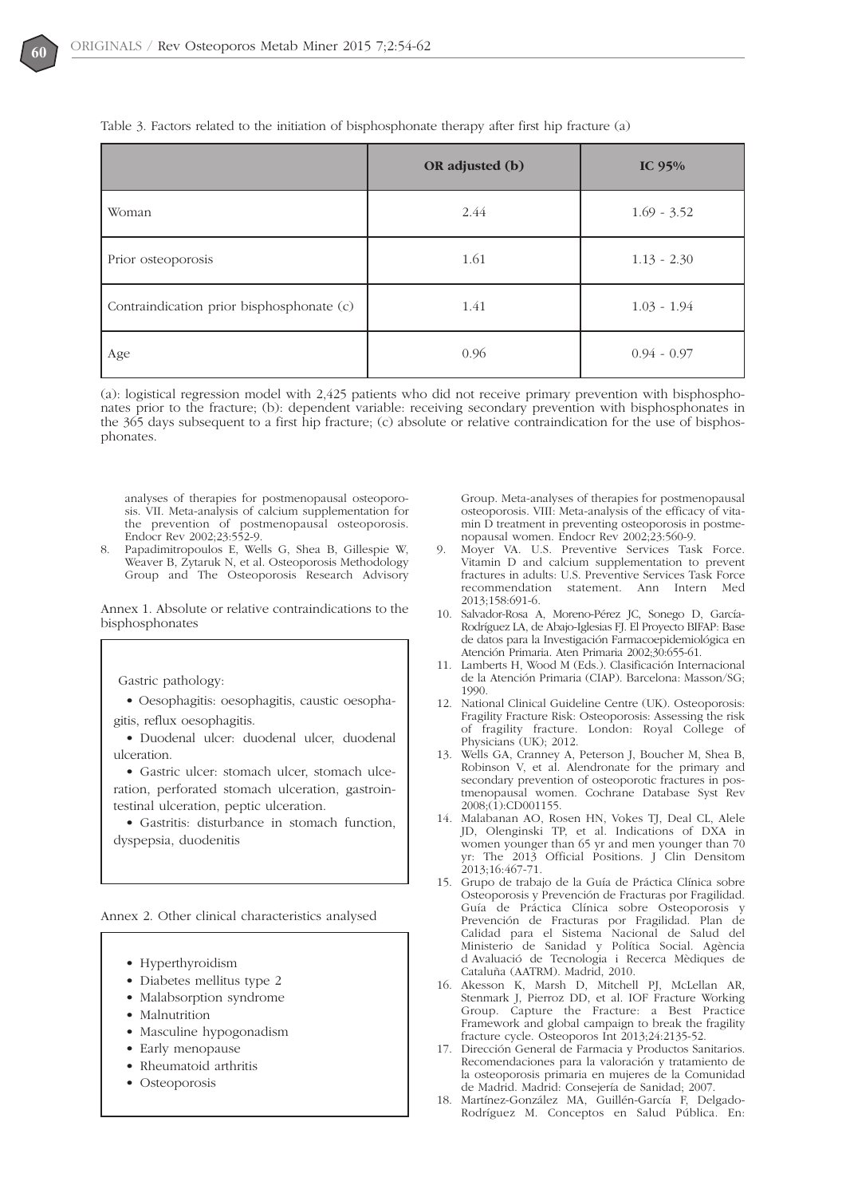Table 3. Factors related to the initiation of bisphosphonate therapy after first hip fracture (a)

| | OR adjusted (b) | IC 95% |
|---|---|---|
| Woman | 2.44 | 1.69 - 3.52 |
| Prior osteoporosis | 1.61 | 1.13 - 2.30 |
| Contraindication prior bisphosphonate (c) | 1.41 | 1.03 - 1.94 |
| Age | 0.96 | 0.94 - 0.97 |

(a): logistical regression model with 2,425 patients who did not receive primary prevention with bisphosphonates prior to the fracture; (b): dependent variable: receiving secondary prevention with bisphosphonates in the 365 days subsequent to a first hip fracture; (c) absolute or relative contraindication for the use of bisphosphonates.

Annex 1. Absolute or relative contraindications to the bisphosphonates

Gastric pathology:

- Oesophagitis: oesophagitis, caustic oesophagitis, reflux oesophagitis.
- Duodenal ulcer: duodenal ulcer, duodenal ulceration.
- Gastric ulcer: stomach ulcer, stomach ulceration, perforated stomach ulceration, gastrointestinal ulceration, peptic ulceration.
- Gastritis: disturbance in stomach function, dyspepsia, duodenitis

Annex 2. Other clinical characteristics analysed

- Hyperthyroidism
- Diabetes mellitus type 2
- Malabsorption syndrome
- Malnutrition
- Masculine hypogonadism
- Early menopause
- Rheumatoid arthritis
- Osteoporosis

analyses of therapies for postmenopausal osteoporosis. VII. Meta-analysis of calcium supplementation for the prevention of postmenopausal osteoporosis. Endocr Rev 2002;23:552-9.

8. Papadimitropoulos E, Wells G, Shea B, Gillespie W, Weaver B, Zytaruk N, et al. Osteoporosis Methodology Group and The Osteoporosis Research Advisory Group. Meta-analyses of therapies for postmenopausal osteoporosis. VIII: Meta-analysis of the efficacy of vitamin D treatment in preventing osteoporosis in postmenopausal women. Endocr Rev 2002;23:560-9.
9. Moyer VA. U.S. Preventive Services Task Force. Vitamin D and calcium supplementation to prevent fractures in adults: U.S. Preventive Services Task Force recommendation statement. Ann Intern Med 2013;158:691-6.
10. Salvador-Rosa A, Moreno-Pérez JC, Sonego D, García-Rodríguez LA, de Abajo-Iglesias FJ. El Proyecto BIFAP: Base de datos para la Investigación Farmacoepidemiológica en Atención Primaria. Aten Primaria 2002;30:655-61.
11. Lamberts H, Wood M (Eds.). Clasificación Internacional de la Atención Primaria (CIAP). Barcelona: Masson/SG; 1990.
12. National Clinical Guideline Centre (UK). Osteoporosis: Fragility Fracture Risk: Osteoporosis: Assessing the risk of fragility fracture. London: Royal College of Physicians (UK); 2012.
13. Wells GA, Cranney A, Peterson J, Boucher M, Shea B, Robinson V, et al. Alendronate for the primary and secondary prevention of osteoporotic fractures in postmenopausal women. Cochrane Database Syst Rev 2008;(1):CD001155.
14. Malabanan AO, Rosen HN, Vokes TJ, Deal CL, Alele JD, Olenginski TP, et al. Indications of DXA in women younger than 65 yr and men younger than 70 yr: The 2013 Official Positions. J Clin Densitom 2013;16:467-71.
15. Grupo de trabajo de la Guía de Práctica Clínica sobre Osteoporosis y Prevención de Fracturas por Fragilidad. Guía de Práctica Clínica sobre Osteoporosis y Prevención de Fracturas por Fragilidad. Plan de Calidad para el Sistema Nacional de Salud del Ministerio de Sanidad y Política Social. Agència d Avaluació de Tecnologia i Recerca Mèdiques de Cataluña (AATRM). Madrid, 2010.
16. Akesson K, Marsh D, Mitchell PJ, McLellan AR, Stenmark J, Pierroz DD, et al. IOF Fracture Working Group. Capture the Fracture: a Best Practice Framework and global campaign to break the fragility fracture cycle. Osteoporos Int 2013;24:2135-52.
17. Dirección General de Farmacia y Productos Sanitarios. Recomendaciones para la valoración y tratamiento de la osteoporosis primaria en mujeres de la Comunidad de Madrid. Madrid: Consejería de Sanidad; 2007.
18. Martínez-González MA, Guillén-García F, Delgado-Rodríguez M. Conceptos en Salud Pública. En: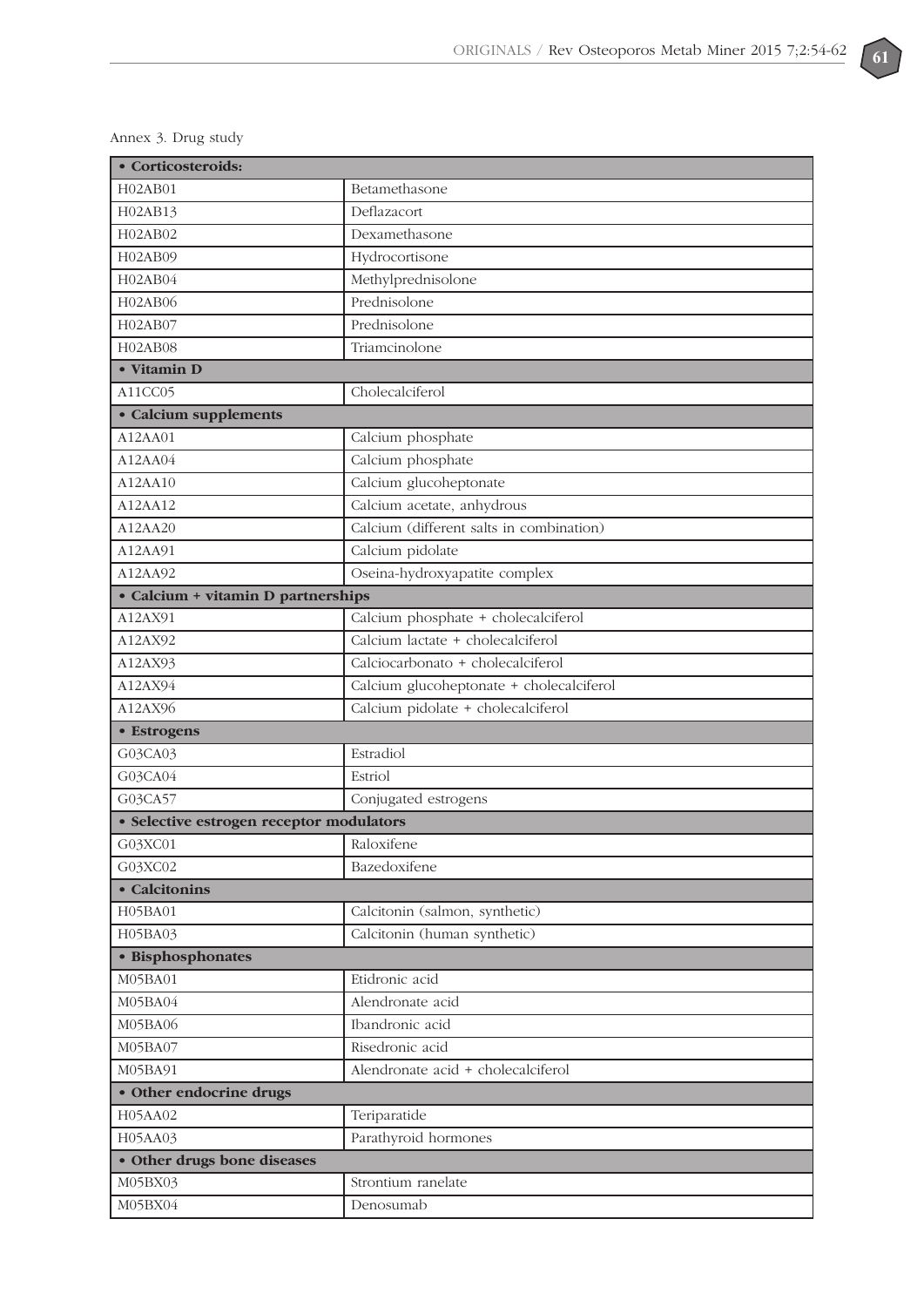Annex 3. Drug study

| • **Corticosteroids:** | |
|---|---|
| H02AB01 | Betamethasone |
| H02AB13 | Deflazacort |
| H02AB02 | Dexamethasone |
| H02AB09 | Hydrocortisone |
| H02AB04 | Methylprednisolone |
| H02AB06 | Prednisolone |
| H02AB07 | Prednisolone |
| H02AB08 | Triamcinolone |
| • **Vitamin D** | |
| A11CC05 | Cholecalciferol |
| • **Calcium supplements** | |
| A12AA01 | Calcium phosphate |
| A12AA04 | Calcium phosphate |
| A12AA10 | Calcium glucoheptonate |
| A12AA12 | Calcium acetate, anhydrous |
| A12AA20 | Calcium (different salts in combination) |
| A12AA91 | Calcium pidolate |
| A12AA92 | Oseina-hydroxyapatite complex |
| • **Calcium + vitamin D partnerships** | |
| A12AX91 | Calcium phosphate + cholecalciferol |
| A12AX92 | Calcium lactate + cholecalciferol |
| A12AX93 | Calciocarbonato + cholecalciferol |
| A12AX94 | Calcium glucoheptonate + cholecalciferol |
| A12AX96 | Calcium pidolate + cholecalciferol |
| • **Estrogens** | |
| G03CA03 | Estradiol |
| G03CA04 | Estriol |
| G03CA57 | Conjugated estrogens |
| • **Selective estrogen receptor modulators** | |
| G03XC01 | Raloxifene |
| G03XC02 | Bazedoxifene |
| • **Calcitonins** | |
| H05BA01 | Calcitonin (salmon, synthetic) |
| H05BA03 | Calcitonin (human synthetic) |
| • **Bisphosphonates** | |
| M05BA01 | Etidronic acid |
| M05BA04 | Alendronate acid |
| M05BA06 | Ibandronic acid |
| M05BA07 | Risedronic acid |
| M05BA91 | Alendronate acid + cholecalciferol |
| • **Other endocrine drugs** | |
| H05AA02 | Teriparatide |
| H05AA03 | Parathyroid hormones |
| • **Other drugs bone diseases** | |
| M05BX03 | Strontium ranelate |
| M05BX04 | Denosumab |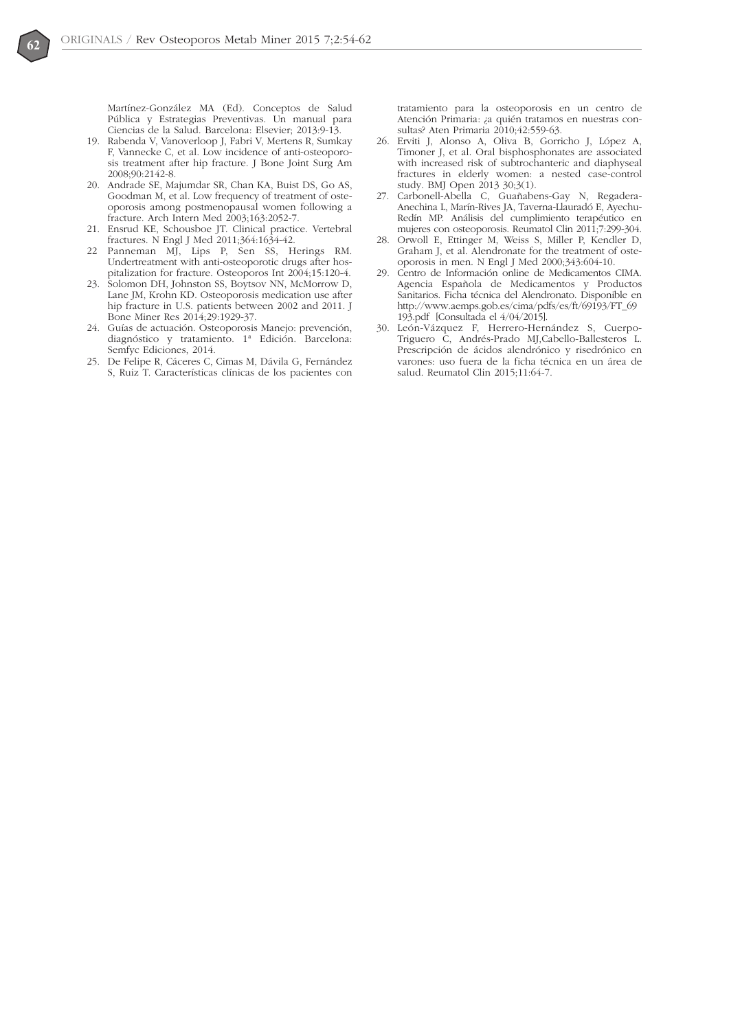Martínez-González MA (Ed). Conceptos de Salud Pública y Estrategias Preventivas. Un manual para Ciencias de la Salud. Barcelona: Elsevier; 2013:9-13.

19. Rabenda V, Vanoverloop J, Fabri V, Mertens R, Sumkay F, Vannecke C, et al. Low incidence of anti-osteoporosis treatment after hip fracture. J Bone Joint Surg Am 2008;90:2142-8.
20. Andrade SE, Majumdar SR, Chan KA, Buist DS, Go AS, Goodman M, et al. Low frequency of treatment of osteoporosis among postmenopausal women following a fracture. Arch Intern Med 2003;163:2052-7.
21. Ensrud KE, Schousboe JT. Clinical practice. Vertebral fractures. N Engl J Med 2011;364:1634-42.
22. Panneman MJ, Lips P, Sen SS, Herings RM. Undertreatment with anti-osteoporotic drugs after hospitalization for fracture. Osteoporos Int 2004;15:120-4.
23. Solomon DH, Johnston SS, Boytsov NN, McMorrow D, Lane JM, Krohn KD. Osteoporosis medication use after hip fracture in U.S. patients between 2002 and 2011. J Bone Miner Res 2014;29:1929-37.
24. Guías de actuación. Osteoporosis Manejo: prevención, diagnóstico y tratamiento. 1ª Edición. Barcelona: Semfyc Ediciones, 2014.
25. De Felipe R, Cáceres C, Cimas M, Dávila G, Fernández S, Ruiz T. Características clínicas de los pacientes con tratamiento para la osteoporosis en un centro de Atención Primaria: ¿a quién tratamos en nuestras consultas? Aten Primaria 2010;42:559-63.
26. Erviti J, Alonso A, Oliva B, Gorricho J, López A, Timoner J, et al. Oral bisphosphonates are associated with increased risk of subtrochanteric and diaphyseal fractures in elderly women: a nested case-control study. BMJ Open 2013 30;3(1).
27. Carbonell-Abella C, Guañabens-Gay N, Regadera-Anechina L, Marín-Rives JA, Taverna-Llauradó E, Ayechu-Redín MP. Análisis del cumplimiento terapéutico en mujeres con osteoporosis. Reumatol Clin 2011;7:299-304.
28. Orwoll E, Ettinger M, Weiss S, Miller P, Kendler D, Graham J, et al. Alendronate for the treatment of osteoporosis in men. N Engl J Med 2000;343:604-10.
29. Centro de Información online de Medicamentos CIMA. Agencia Española de Medicamentos y Productos Sanitarios. Ficha técnica del Alendronato. Disponible en http://www.aemps.gob.es/cima/pdfs/es/ft/69193/FT_69193.pdf [Consultada el 4/04/2015].
30. León-Vázquez F, Herrero-Hernández S, Cuerpo-Triguero C, Andrés-Prado MJ,Cabello-Ballesteros L. Prescripción de ácidos alendrónico y risedrónico en varones: uso fuera de la ficha técnica en un área de salud. Reumatol Clin 2015;11:64-7.